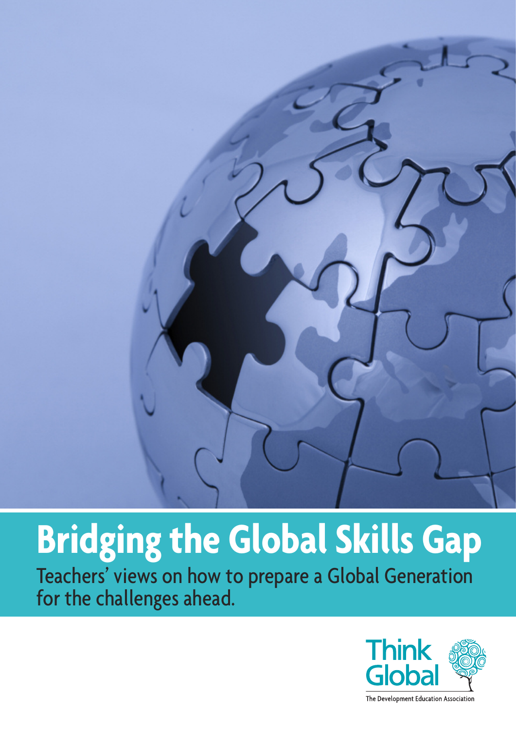# Bridging the Global Skills Gap

Teachers' views on how to prepare a Global Generation for the challenges ahead.

Think Global

The Development Education Association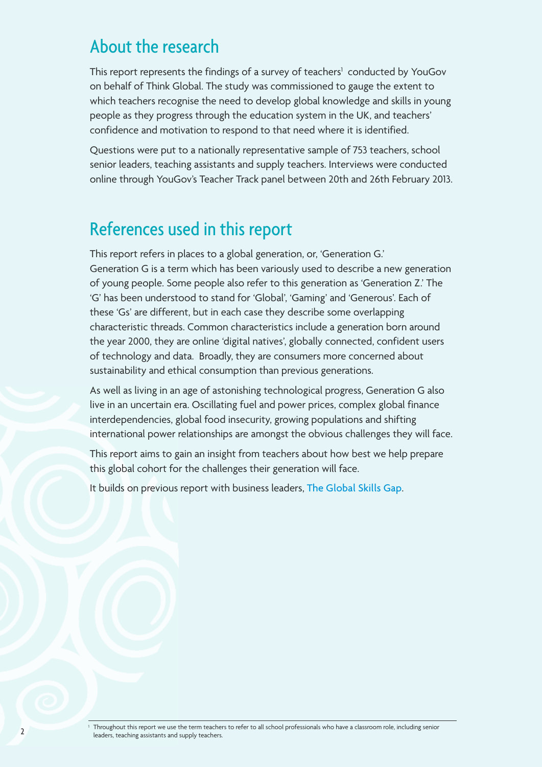## About the research

This report represents the findings of a survey of teachers[1] conducted by YouGov on behalf of Think Global. The study was commissioned to gauge the extent to which teachers recognise the need to develop global knowledge and skills in young people as they progress through the education system in the UK, and teachers' confidence and motivation to respond to that need where it is identified.

Questions were put to a nationally representative sample of 753 teachers, school senior leaders, teaching assistants and supply teachers. Interviews were conducted online through YouGov's Teacher Track panel between 20th and 26th February 2013.

## References used in this report

This report refers in places to a global generation, or, 'Generation G.' Generation G is a term which has been variously used to describe a new generation of young people. Some people also refer to this generation as 'Generation Z.' The 'G' has been understood to stand for 'Global', 'Gaming' and 'Generous'. Each of these 'Gs' are different, but in each case they describe some overlapping characteristic threads. Common characteristics include a generation born around the year 2000, they are online 'digital natives', globally connected, confident users of technology and data. Broadly, they are consumers more concerned about sustainability and ethical consumption than previous generations.

As well as living in an age of astonishing technological progress, Generation G also live in an uncertain era. Oscillating fuel and power prices, complex global finance interdependencies, global food insecurity, growing populations and shifting international power relationships are amongst the obvious challenges they will face.

This report aims to gain an insight from teachers about how best we help prepare this global cohort for the challenges their generation will face.

It builds on previous report with business leaders, The Global Skills Gap.

[1] Throughout this report we use the term teachers to refer to all school professionals who have a classroom role, including senior leaders, teaching assistants and supply teachers.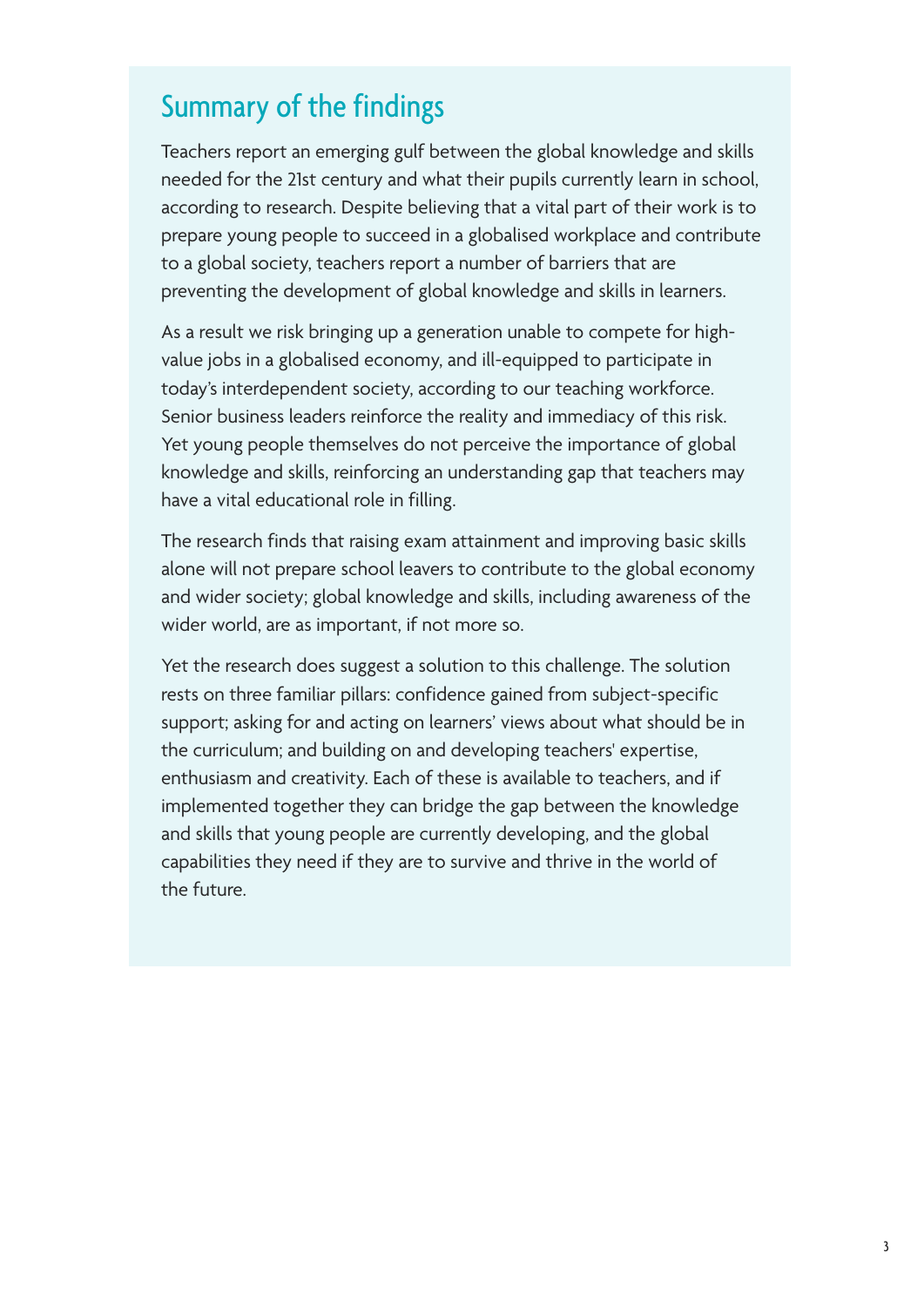## Summary of the findings

Teachers report an emerging gulf between the global knowledge and skills needed for the 21st century and what their pupils currently learn in school, according to research. Despite believing that a vital part of their work is to prepare young people to succeed in a globalised workplace and contribute to a global society, teachers report a number of barriers that are preventing the development of global knowledge and skills in learners.

As a result we risk bringing up a generation unable to compete for high-value jobs in a globalised economy, and ill-equipped to participate in today's interdependent society, according to our teaching workforce. Senior business leaders reinforce the reality and immediacy of this risk. Yet young people themselves do not perceive the importance of global knowledge and skills, reinforcing an understanding gap that teachers may have a vital educational role in filling.

The research finds that raising exam attainment and improving basic skills alone will not prepare school leavers to contribute to the global economy and wider society; global knowledge and skills, including awareness of the wider world, are as important, if not more so.

Yet the research does suggest a solution to this challenge. The solution rests on three familiar pillars: confidence gained from subject-specific support; asking for and acting on learners' views about what should be in the curriculum; and building on and developing teachers' expertise, enthusiasm and creativity. Each of these is available to teachers, and if implemented together they can bridge the gap between the knowledge and skills that young people are currently developing, and the global capabilities they need if they are to survive and thrive in the world of the future.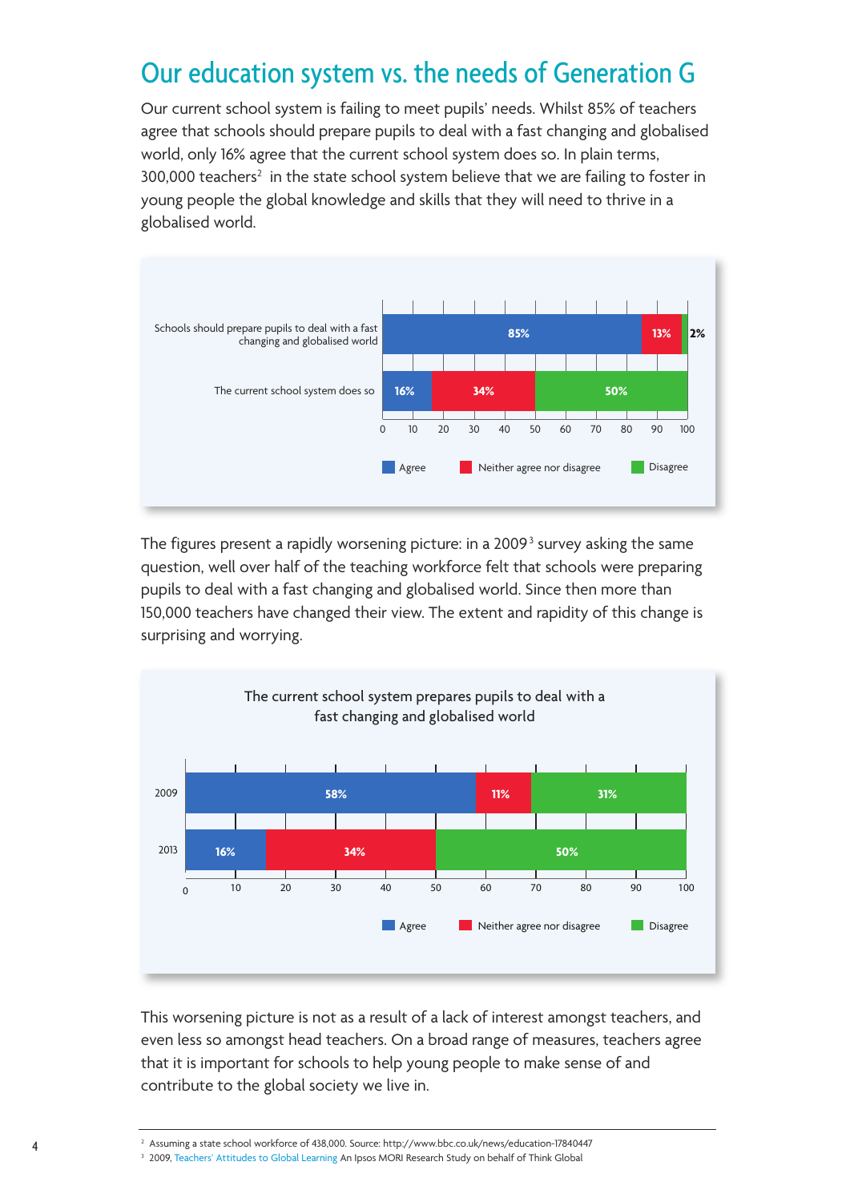# Our education system vs. the needs of Generation G

Our current school system is failing to meet pupils' needs. Whilst 85% of teachers agree that schools should prepare pupils to deal with a fast changing and globalised world, only 16% agree that the current school system does so. In plain terms, 300,000 teachers[2] in the state school system believe that we are failing to foster in young people the global knowledge and skills that they will need to thrive in a globalised world.

| | Agree | Neither agree nor disagree | Disagree |
|---|---|---|---|
| Schools should prepare pupils to deal with a fast changing and globalised world | 85% | 13% | 2% |
| The current school system does so | 16% | 34% | 50% |

The figures present a rapidly worsening picture: in a 2009[3] survey asking the same question, well over half of the teaching workforce felt that schools were preparing pupils to deal with a fast changing and globalised world. Since then more than 150,000 teachers have changed their view. The extent and rapidity of this change is surprising and worrying.

The current school system prepares pupils to deal with a fast changing and globalised world

| | Agree | Neither agree nor disagree | Disagree |
|---|---|---|---|
| 2009 | 58% | 11% | 31% |
| 2013 | 16% | 34% | 50% |

This worsening picture is not as a result of a lack of interest amongst teachers, and even less so amongst head teachers. On a broad range of measures, teachers agree that it is important for schools to help young people to make sense of and contribute to the global society we live in.

---

[2] Assuming a state school workforce of 438,000. Source: http://www.bbc.co.uk/news/education-17840447

[3] 2009, Teachers' Attitudes to Global Learning An Ipsos MORI Research Study on behalf of Think Global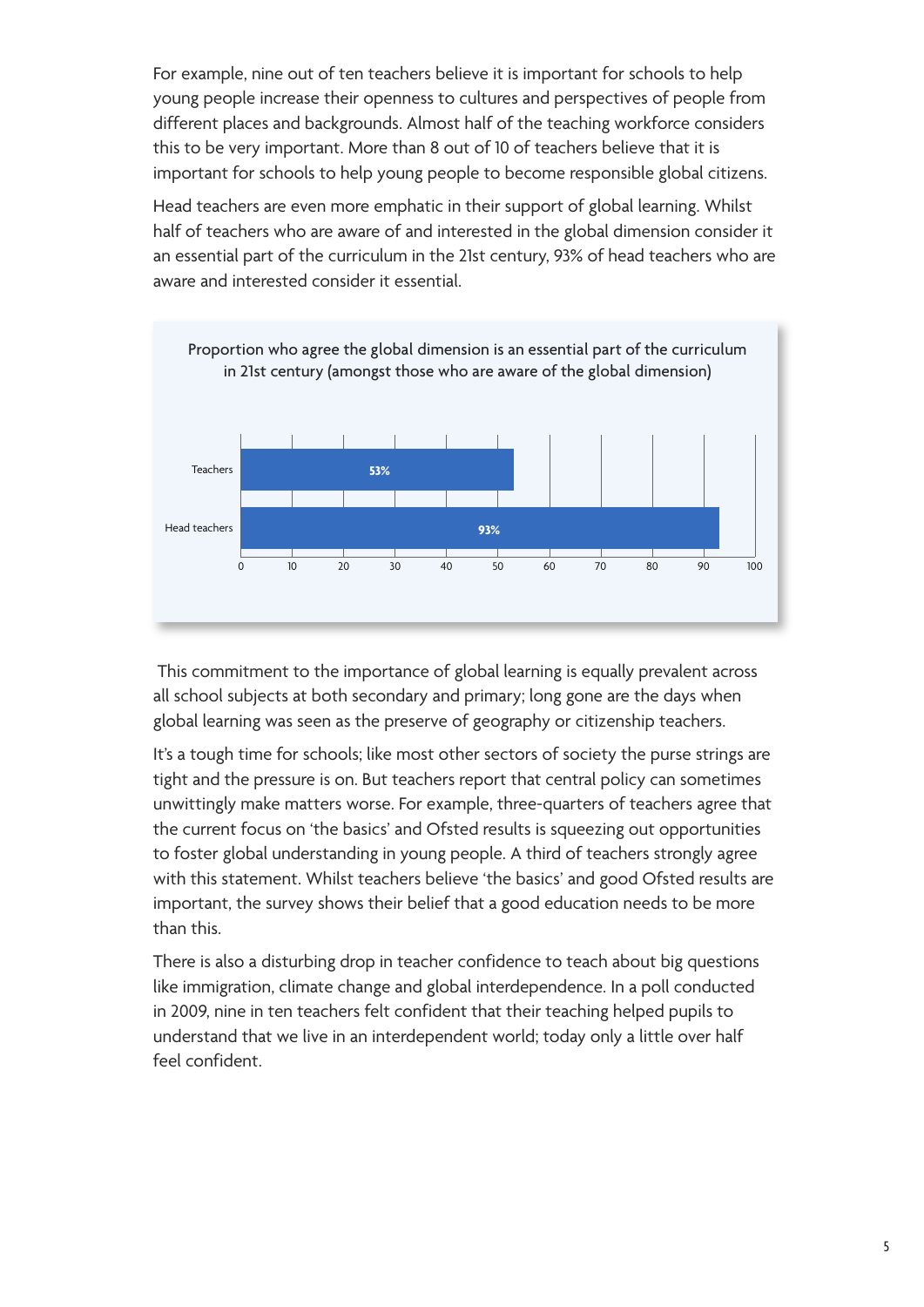For example, nine out of ten teachers believe it is important for schools to help young people increase their openness to cultures and perspectives of people from different places and backgrounds. Almost half of the teaching workforce considers this to be very important. More than 8 out of 10 of teachers believe that it is important for schools to help young people to become responsible global citizens.

Head teachers are even more emphatic in their support of global learning. Whilst half of teachers who are aware of and interested in the global dimension consider it an essential part of the curriculum in the 21st century, 93% of head teachers who are aware and interested consider it essential.

Proportion who agree the global dimension is an essential part of the curriculum in 21st century (amongst those who are aware of the global dimension)

| | % |
|---|---|
| Teachers | 53% |
| Head teachers | 93% |

This commitment to the importance of global learning is equally prevalent across all school subjects at both secondary and primary; long gone are the days when global learning was seen as the preserve of geography or citizenship teachers.

It's a tough time for schools; like most other sectors of society the purse strings are tight and the pressure is on. But teachers report that central policy can sometimes unwittingly make matters worse. For example, three-quarters of teachers agree that the current focus on 'the basics' and Ofsted results is squeezing out opportunities to foster global understanding in young people. A third of teachers strongly agree with this statement. Whilst teachers believe 'the basics' and good Ofsted results are important, the survey shows their belief that a good education needs to be more than this.

There is also a disturbing drop in teacher confidence to teach about big questions like immigration, climate change and global interdependence. In a poll conducted in 2009, nine in ten teachers felt confident that their teaching helped pupils to understand that we live in an interdependent world; today only a little over half feel confident.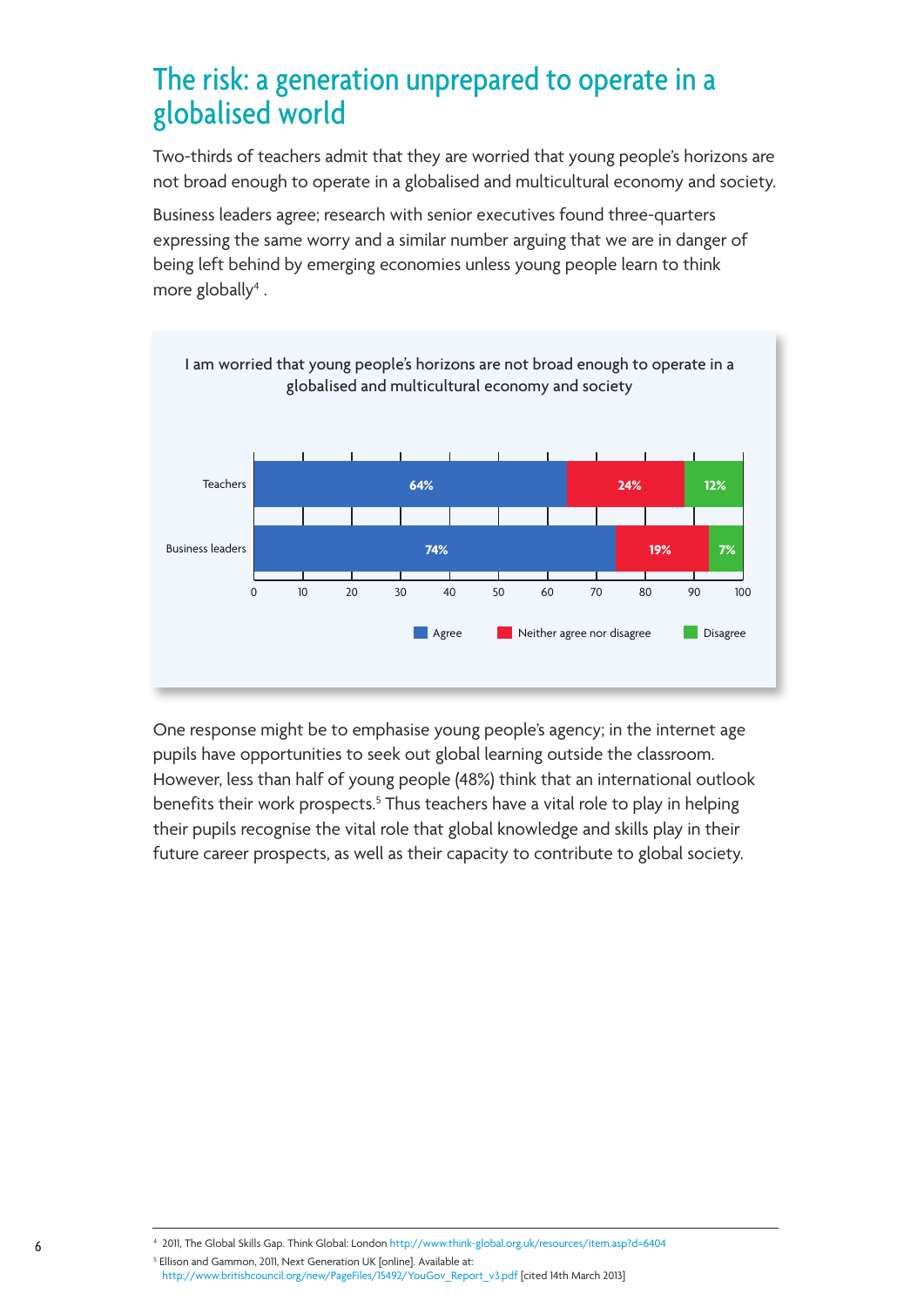# The risk: a generation unprepared to operate in a globalised world

Two-thirds of teachers admit that they are worried that young people's horizons are not broad enough to operate in a globalised and multicultural economy and society.

Business leaders agree; research with senior executives found three-quarters expressing the same worry and a similar number arguing that we are in danger of being left behind by emerging economies unless young people learn to think more globally[4] .

I am worried that young people's horizons are not broad enough to operate in a globalised and multicultural economy and society

| | Agree | Neither agree nor disagree | Disagree |
|---|---|---|---|
| Teachers | 64% | 24% | 12% |
| Business leaders | 74% | 19% | 7% |

One response might be to emphasise young people's agency; in the internet age pupils have opportunities to seek out global learning outside the classroom. However, less than half of young people (48%) think that an international outlook benefits their work prospects.[5] Thus teachers have a vital role to play in helping their pupils recognise the vital role that global knowledge and skills play in their future career prospects, as well as their capacity to contribute to global society.

---

[4] 2011, The Global Skills Gap. Think Global: London http://www.think-global.org.uk/resources/item.asp?d=6404

[5] Ellison and Gammon, 2011, Next Generation UK [online]. Available at: http://www.britishcouncil.org/new/PageFiles/15492/YouGov_Report_v3.pdf [cited 14th March 2013]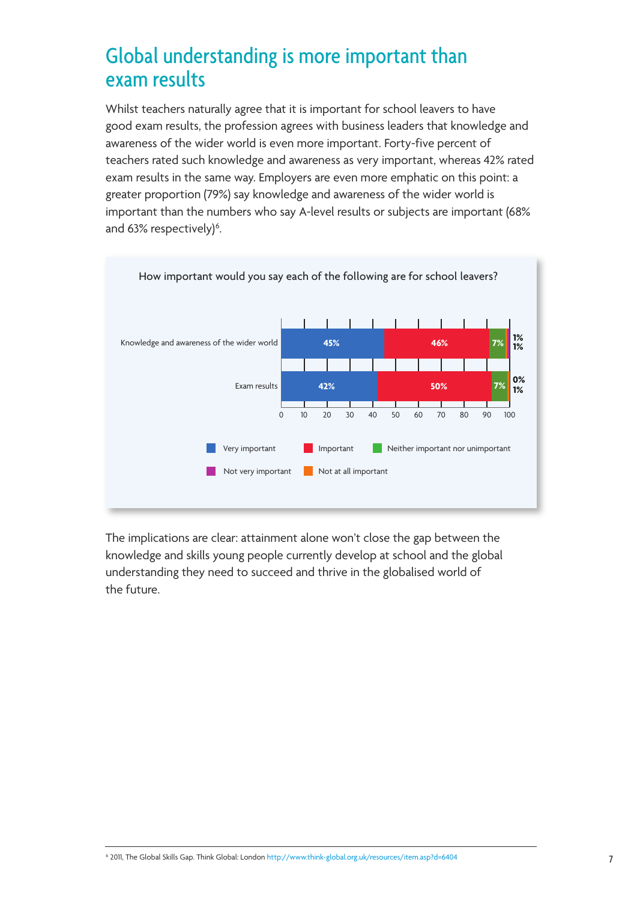# Global understanding is more important than exam results

Whilst teachers naturally agree that it is important for school leavers to have good exam results, the profession agrees with business leaders that knowledge and awareness of the wider world is even more important. Forty-five percent of teachers rated such knowledge and awareness as very important, whereas 42% rated exam results in the same way. Employers are even more emphatic on this point: a greater proportion (79%) say knowledge and awareness of the wider world is important than the numbers who say A-level results or subjects are important (68% and 63% respectively)[6].

How important would you say each of the following are for school leavers?

| | Very important | Important | Neither important nor unimportant | Not very important | Not at all important |
|---|---|---|---|---|---|
| Knowledge and awareness of the wider world | 45% | 46% | 7% | 1% | 1% |
| Exam results | 42% | 50% | 7% | 0% | 1% |

The implications are clear: attainment alone won't close the gap between the knowledge and skills young people currently develop at school and the global understanding they need to succeed and thrive in the globalised world of the future.

[6] 2011, The Global Skills Gap. Think Global: London http://www.think-global.org.uk/resources/item.asp?d=6404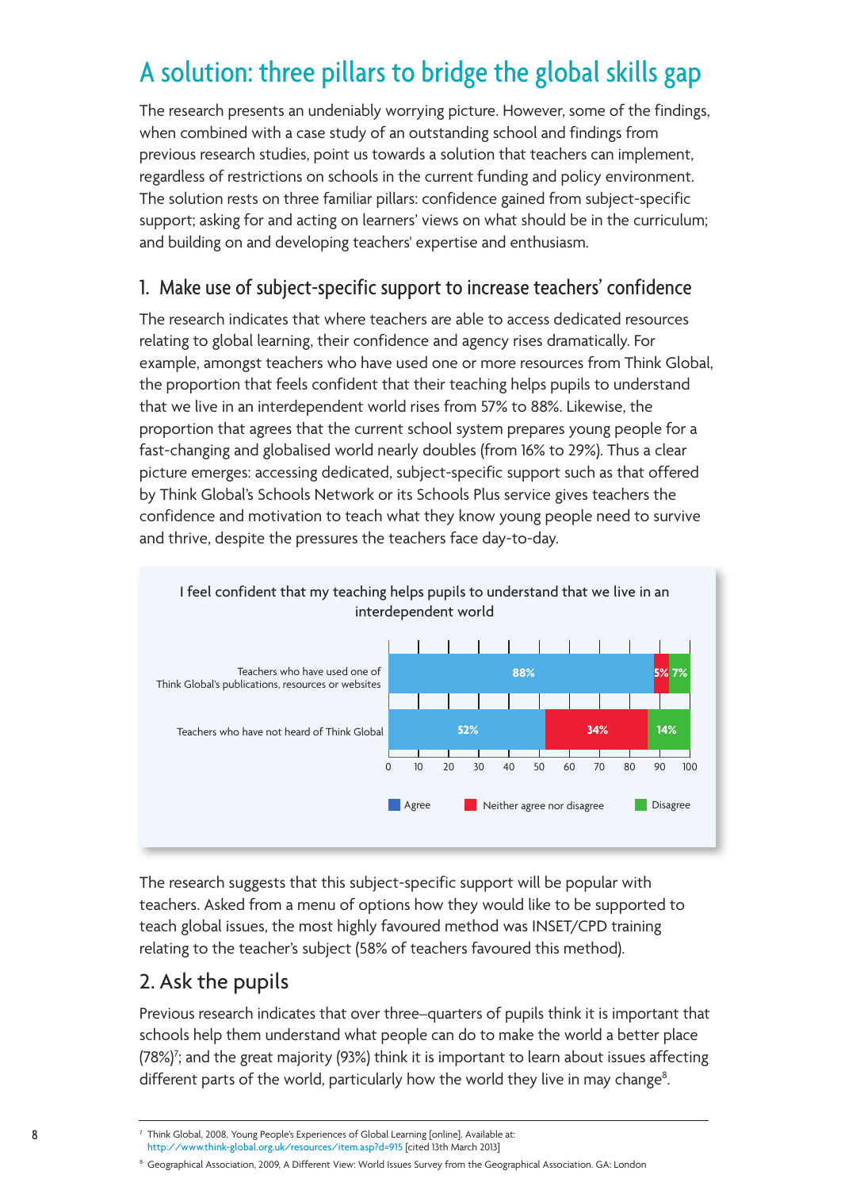# A solution: three pillars to bridge the global skills gap

The research presents an undeniably worrying picture. However, some of the findings, when combined with a case study of an outstanding school and findings from previous research studies, point us towards a solution that teachers can implement, regardless of restrictions on schools in the current funding and policy environment. The solution rests on three familiar pillars: confidence gained from subject-specific support; asking for and acting on learners' views on what should be in the curriculum; and building on and developing teachers' expertise and enthusiasm.

## 1. Make use of subject-specific support to increase teachers' confidence

The research indicates that where teachers are able to access dedicated resources relating to global learning, their confidence and agency rises dramatically. For example, amongst teachers who have used one or more resources from Think Global, the proportion that feels confident that their teaching helps pupils to understand that we live in an interdependent world rises from 57% to 88%. Likewise, the proportion that agrees that the current school system prepares young people for a fast-changing and globalised world nearly doubles (from 16% to 29%). Thus a clear picture emerges: accessing dedicated, subject-specific support such as that offered by Think Global's Schools Network or its Schools Plus service gives teachers the confidence and motivation to teach what they know young people need to survive and thrive, despite the pressures the teachers face day-to-day.

I feel confident that my teaching helps pupils to understand that we live in an interdependent world

| | Agree | Neither agree nor disagree | Disagree |
|---|---|---|---|
| Teachers who have used one of Think Global's publications, resources or websites | 88% | 5% | 7% |
| Teachers who have not heard of Think Global | 52% | 34% | 14% |

The research suggests that this subject-specific support will be popular with teachers. Asked from a menu of options how they would like to be supported to teach global issues, the most highly favoured method was INSET/CPD training relating to the teacher's subject (58% of teachers favoured this method).

## 2. Ask the pupils

Previous research indicates that over three–quarters of pupils think it is important that schools help them understand what people can do to make the world a better place (78%)[7]; and the great majority (93%) think it is important to learn about issues affecting different parts of the world, particularly how the world they live in may change[8].

---

[7] Think Global, 2008, Young People's Experiences of Global Learning [online]. Available at: http://www.think-global.org.uk/resources/item.asp?d=915 [cited 13th March 2013]

[8] Geographical Association, 2009, A Different View: World Issues Survey from the Geographical Association. GA: London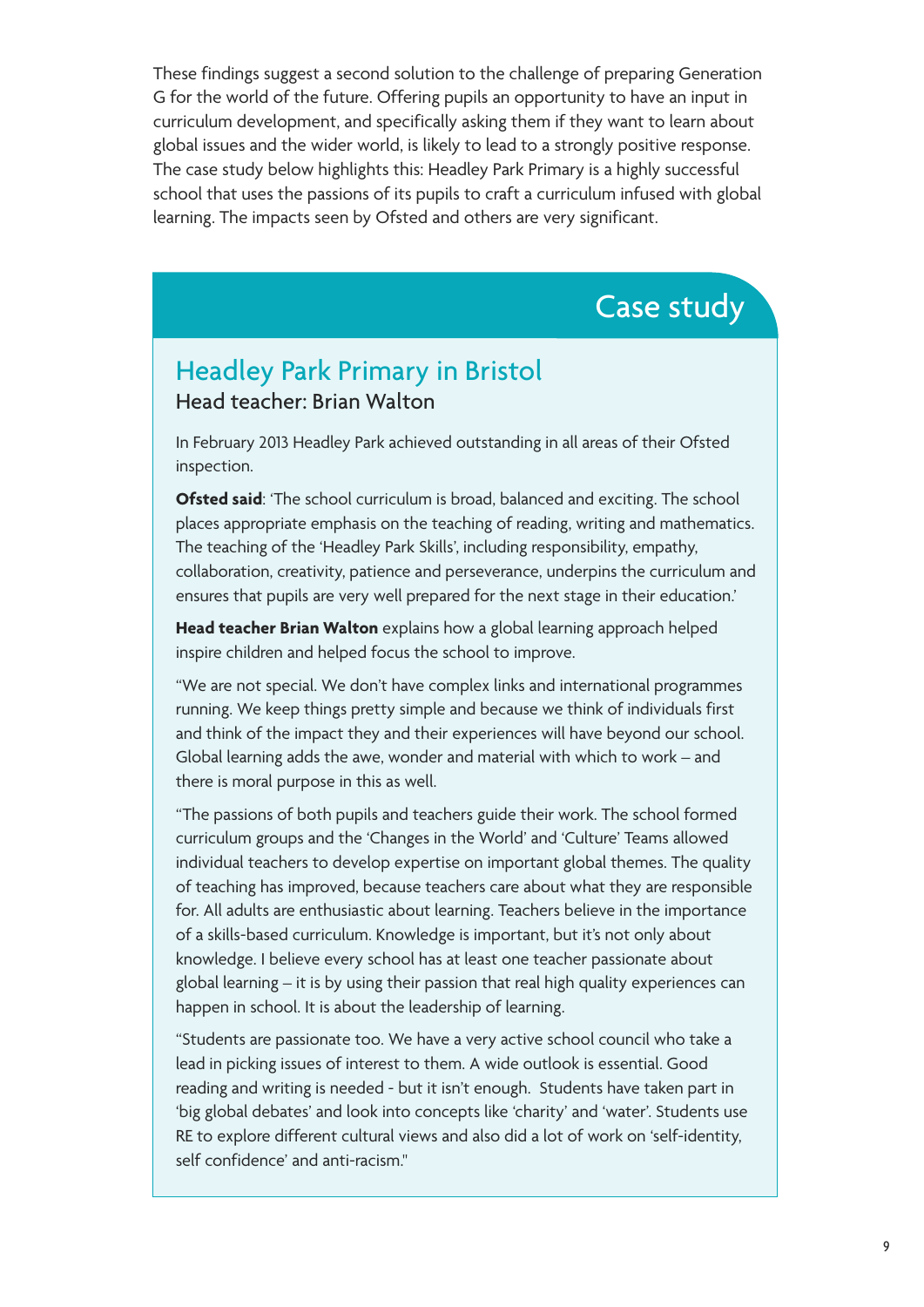These findings suggest a second solution to the challenge of preparing Generation G for the world of the future. Offering pupils an opportunity to have an input in curriculum development, and specifically asking them if they want to learn about global issues and the wider world, is likely to lead to a strongly positive response. The case study below highlights this: Headley Park Primary is a highly successful school that uses the passions of its pupils to craft a curriculum infused with global learning. The impacts seen by Ofsted and others are very significant.

## Case study

### Headley Park Primary in Bristol

Head teacher: Brian Walton

In February 2013 Headley Park achieved outstanding in all areas of their Ofsted inspection.

**Ofsted said**: 'The school curriculum is broad, balanced and exciting. The school places appropriate emphasis on the teaching of reading, writing and mathematics. The teaching of the 'Headley Park Skills', including responsibility, empathy, collaboration, creativity, patience and perseverance, underpins the curriculum and ensures that pupils are very well prepared for the next stage in their education.'

**Head teacher Brian Walton** explains how a global learning approach helped inspire children and helped focus the school to improve.

"We are not special. We don't have complex links and international programmes running. We keep things pretty simple and because we think of individuals first and think of the impact they and their experiences will have beyond our school. Global learning adds the awe, wonder and material with which to work – and there is moral purpose in this as well.

"The passions of both pupils and teachers guide their work. The school formed curriculum groups and the 'Changes in the World' and 'Culture' Teams allowed individual teachers to develop expertise on important global themes. The quality of teaching has improved, because teachers care about what they are responsible for. All adults are enthusiastic about learning. Teachers believe in the importance of a skills-based curriculum. Knowledge is important, but it's not only about knowledge. I believe every school has at least one teacher passionate about global learning – it is by using their passion that real high quality experiences can happen in school. It is about the leadership of learning.

"Students are passionate too. We have a very active school council who take a lead in picking issues of interest to them. A wide outlook is essential. Good reading and writing is needed - but it isn't enough. Students have taken part in 'big global debates' and look into concepts like 'charity' and 'water'. Students use RE to explore different cultural views and also did a lot of work on 'self-identity, self confidence' and anti-racism."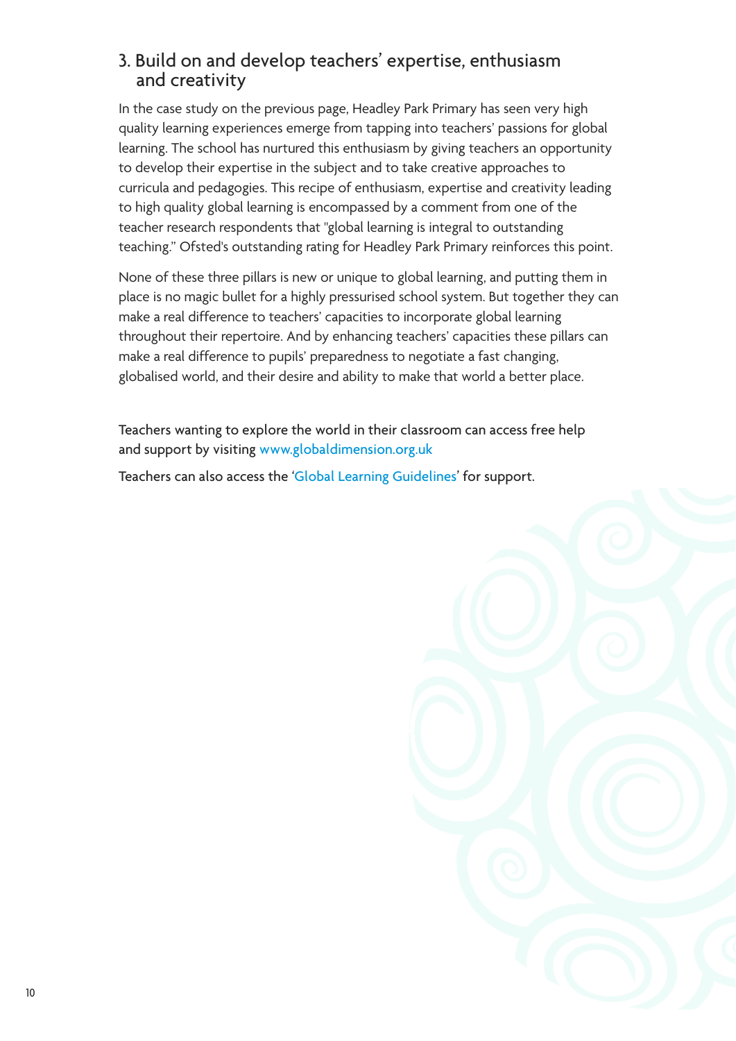## 3. Build on and develop teachers' expertise, enthusiasm and creativity

In the case study on the previous page, Headley Park Primary has seen very high quality learning experiences emerge from tapping into teachers' passions for global learning. The school has nurtured this enthusiasm by giving teachers an opportunity to develop their expertise in the subject and to take creative approaches to curricula and pedagogies. This recipe of enthusiasm, expertise and creativity leading to high quality global learning is encompassed by a comment from one of the teacher research respondents that "global learning is integral to outstanding teaching." Ofsted's outstanding rating for Headley Park Primary reinforces this point.

None of these three pillars is new or unique to global learning, and putting them in place is no magic bullet for a highly pressurised school system. But together they can make a real difference to teachers' capacities to incorporate global learning throughout their repertoire. And by enhancing teachers' capacities these pillars can make a real difference to pupils' preparedness to negotiate a fast changing, globalised world, and their desire and ability to make that world a better place.

Teachers wanting to explore the world in their classroom can access free help and support by visiting www.globaldimension.org.uk

Teachers can also access the 'Global Learning Guidelines' for support.